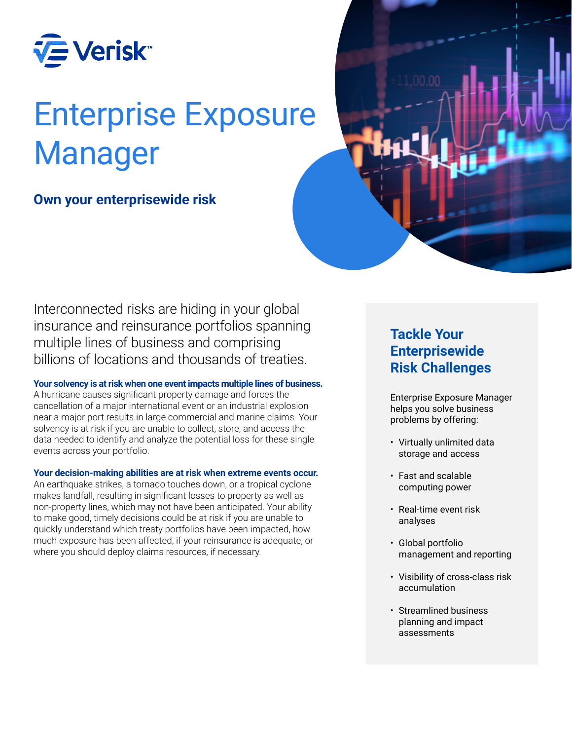# Enterprise Exposure Manager

## Own your enterprisewide risk

Interconnected risks are hiding in your global insurance and reinsurance portfolios spanning multiple lines of business and comprising billions of locations and thousands of treaties.

**Your solvency is at risk when one event impacts multiple lines of business.**
A hurricane causes significant property damage and forces the cancellation of a major international event or an industrial explosion near a major port results in large commercial and marine claims. Your solvency is at risk if you are unable to collect, store, and access the data needed to identify and analyze the potential loss for these single events across your portfolio.

**Your decision-making abilities are at risk when extreme events occur.**
An earthquake strikes, a tornado touches down, or a tropical cyclone makes landfall, resulting in significant losses to property as well as non-property lines, which may not have been anticipated. Your ability to make good, timely decisions could be at risk if you are unable to quickly understand which treaty portfolios have been impacted, how much exposure has been affected, if your reinsurance is adequate, or where you should deploy claims resources, if necessary.

## Tackle Your Enterprisewide Risk Challenges

Enterprise Exposure Manager helps you solve business problems by offering:

- Virtually unlimited data storage and access
- Fast and scalable computing power
- Real-time event risk analyses
- Global portfolio management and reporting
- Visibility of cross-class risk accumulation
- Streamlined business planning and impact assessments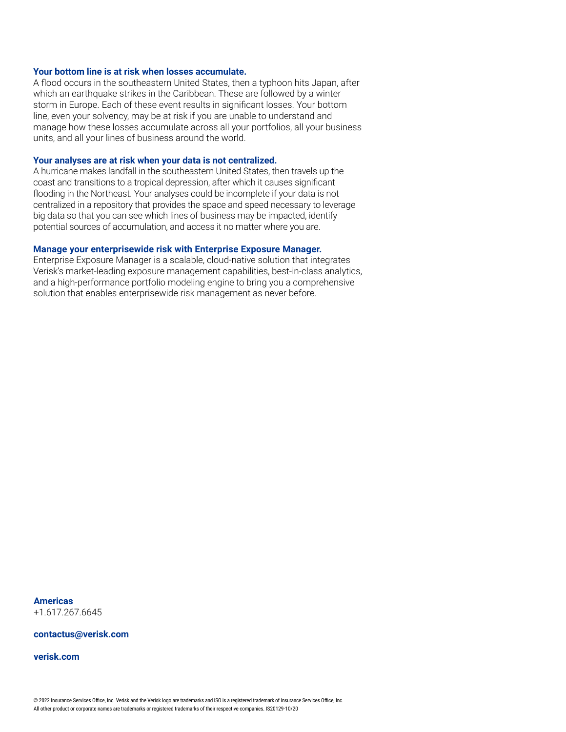**Your bottom line is at risk when losses accumulate.**

A flood occurs in the southeastern United States, then a typhoon hits Japan, after which an earthquake strikes in the Caribbean. These are followed by a winter storm in Europe. Each of these event results in significant losses. Your bottom line, even your solvency, may be at risk if you are unable to understand and manage how these losses accumulate across all your portfolios, all your business units, and all your lines of business around the world.

**Your analyses are at risk when your data is not centralized.**

A hurricane makes landfall in the southeastern United States, then travels up the coast and transitions to a tropical depression, after which it causes significant flooding in the Northeast. Your analyses could be incomplete if your data is not centralized in a repository that provides the space and speed necessary to leverage big data so that you can see which lines of business may be impacted, identify potential sources of accumulation, and access it no matter where you are.

**Manage your enterprisewide risk with Enterprise Exposure Manager.**

Enterprise Exposure Manager is a scalable, cloud-native solution that integrates Verisk's market-leading exposure management capabilities, best-in-class analytics, and a high-performance portfolio modeling engine to bring you a comprehensive solution that enables enterprisewide risk management as never before.

**Americas**
+1.617.267.6645

**contactus@verisk.com**

**verisk.com**

© 2022 Insurance Services Office, Inc. Verisk and the Verisk logo are trademarks and ISO is a registered trademark of Insurance Services Office, Inc.
All other product or corporate names are trademarks or registered trademarks of their respective companies. IS20129-10/20